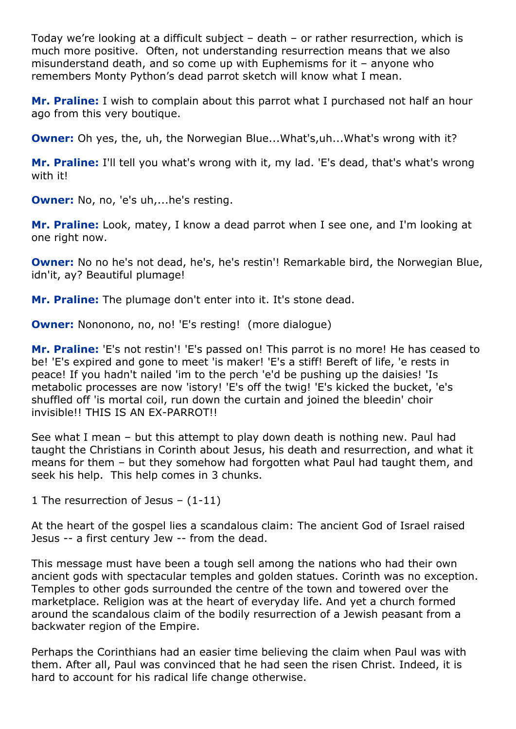Today we're looking at a difficult subject – death – or rather resurrection, which is much more positive. Often, not understanding resurrection means that we also misunderstand death, and so come up with Euphemisms for it – anyone who remembers Monty Python's dead parrot sketch will know what I mean.

**Mr. Praline:** I wish to complain about this parrot what I purchased not half an hour ago from this very boutique.

**Owner:** Oh yes, the, uh, the Norwegian Blue...What's,uh...What's wrong with it?

**Mr. Praline:** I'll tell you what's wrong with it, my lad. 'E's dead, that's what's wrong with it!

**Owner:** No, no, 'e's uh,...he's resting.

**Mr. Praline:** Look, matey, I know a dead parrot when I see one, and I'm looking at one right now.

**Owner:** No no he's not dead, he's, he's restin'! Remarkable bird, the Norwegian Blue, idn'it, ay? Beautiful plumage!

**Mr. Praline:** The plumage don't enter into it. It's stone dead.

**Owner:** Nonononono, no, no! 'E's resting! (more dialogue)

**Mr. Praline:** 'E's not restin'! 'E's passed on! This parrot is no more! He has ceased to be! 'E's expired and gone to meet 'is maker! 'E's a stiff! Bereft of life, 'e rests in peace! If you hadn't nailed 'im to the perch 'e'd be pushing up the daisies! 'Is metabolic processes are now 'istory! 'E's off the twig! 'E's kicked the bucket, 'e's shuffled off 'is mortal coil, run down the curtain and joined the bleedin' choir invisible!! THIS IS AN EX-PARROT!!

See what I mean – but this attempt to play down death is nothing new. Paul had taught the Christians in Corinth about Jesus, his death and resurrection, and what it means for them – but they somehow had forgotten what Paul had taught them, and seek his help. This help comes in 3 chunks.

1 The resurrection of Jesus – (1-11)

At the heart of the gospel lies a scandalous claim: The ancient God of Israel raised Jesus -- a first century Jew -- from the dead.

This message must have been a tough sell among the nations who had their own ancient gods with spectacular temples and golden statues. Corinth was no exception. Temples to other gods surrounded the centre of the town and towered over the marketplace. Religion was at the heart of everyday life. And yet a church formed around the scandalous claim of the bodily resurrection of a Jewish peasant from a backwater region of the Empire.

Perhaps the Corinthians had an easier time believing the claim when Paul was with them. After all, Paul was convinced that he had seen the risen Christ. Indeed, it is hard to account for his radical life change otherwise.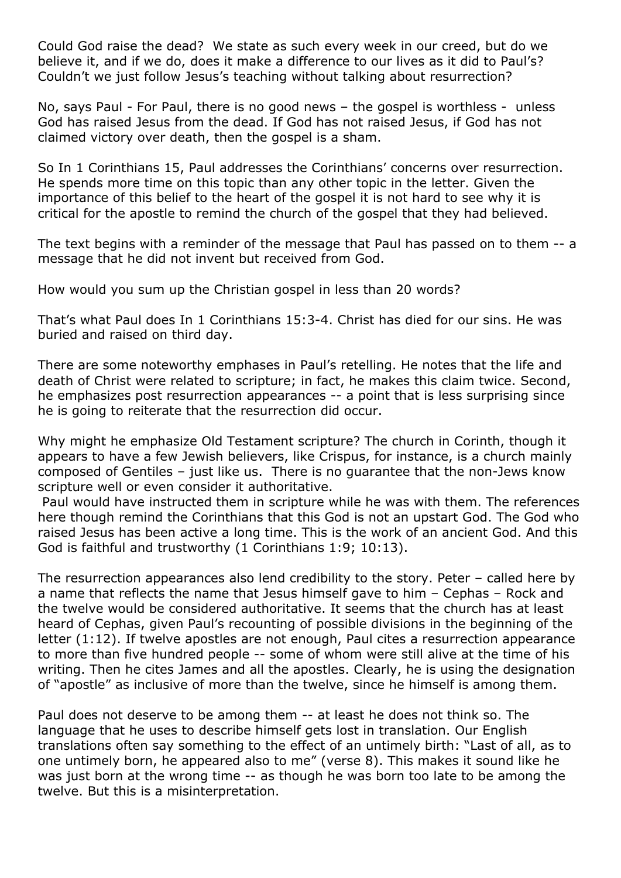Could God raise the dead? We state as such every week in our creed, but do we believe it, and if we do, does it make a difference to our lives as it did to Paul's? Couldn't we just follow Jesus's teaching without talking about resurrection?

No, says Paul - For Paul, there is no good news – the gospel is worthless - unless God has raised Jesus from the dead. If God has not raised Jesus, if God has not claimed victory over death, then the gospel is a sham.

So In 1 Corinthians 15, Paul addresses the Corinthians' concerns over resurrection. He spends more time on this topic than any other topic in the letter. Given the importance of this belief to the heart of the gospel it is not hard to see why it is critical for the apostle to remind the church of the gospel that they had believed.

The text begins with a reminder of the message that Paul has passed on to them -- a message that he did not invent but received from God.

How would you sum up the Christian gospel in less than 20 words?

That's what Paul does In 1 Corinthians 15:3-4. Christ has died for our sins. He was buried and raised on third day.

There are some noteworthy emphases in Paul's retelling. He notes that the life and death of Christ were related to scripture; in fact, he makes this claim twice. Second, he emphasizes post resurrection appearances -- a point that is less surprising since he is going to reiterate that the resurrection did occur.

Why might he emphasize Old Testament scripture? The church in Corinth, though it appears to have a few Jewish believers, like Crispus, for instance, is a church mainly composed of Gentiles – just like us. There is no guarantee that the non-Jews know scripture well or even consider it authoritative.

Paul would have instructed them in scripture while he was with them. The references here though remind the Corinthians that this God is not an upstart God. The God who raised Jesus has been active a long time. This is the work of an ancient God. And this God is faithful and trustworthy (1 Corinthians 1:9; 10:13).

The resurrection appearances also lend credibility to the story. Peter – called here by a name that reflects the name that Jesus himself gave to him – Cephas – Rock and the twelve would be considered authoritative. It seems that the church has at least heard of Cephas, given Paul's recounting of possible divisions in the beginning of the letter (1:12). If twelve apostles are not enough, Paul cites a resurrection appearance to more than five hundred people -- some of whom were still alive at the time of his writing. Then he cites James and all the apostles. Clearly, he is using the designation of "apostle" as inclusive of more than the twelve, since he himself is among them.

Paul does not deserve to be among them -- at least he does not think so. The language that he uses to describe himself gets lost in translation. Our English translations often say something to the effect of an untimely birth: "Last of all, as to one untimely born, he appeared also to me" (verse 8). This makes it sound like he was just born at the wrong time -- as though he was born too late to be among the twelve. But this is a misinterpretation.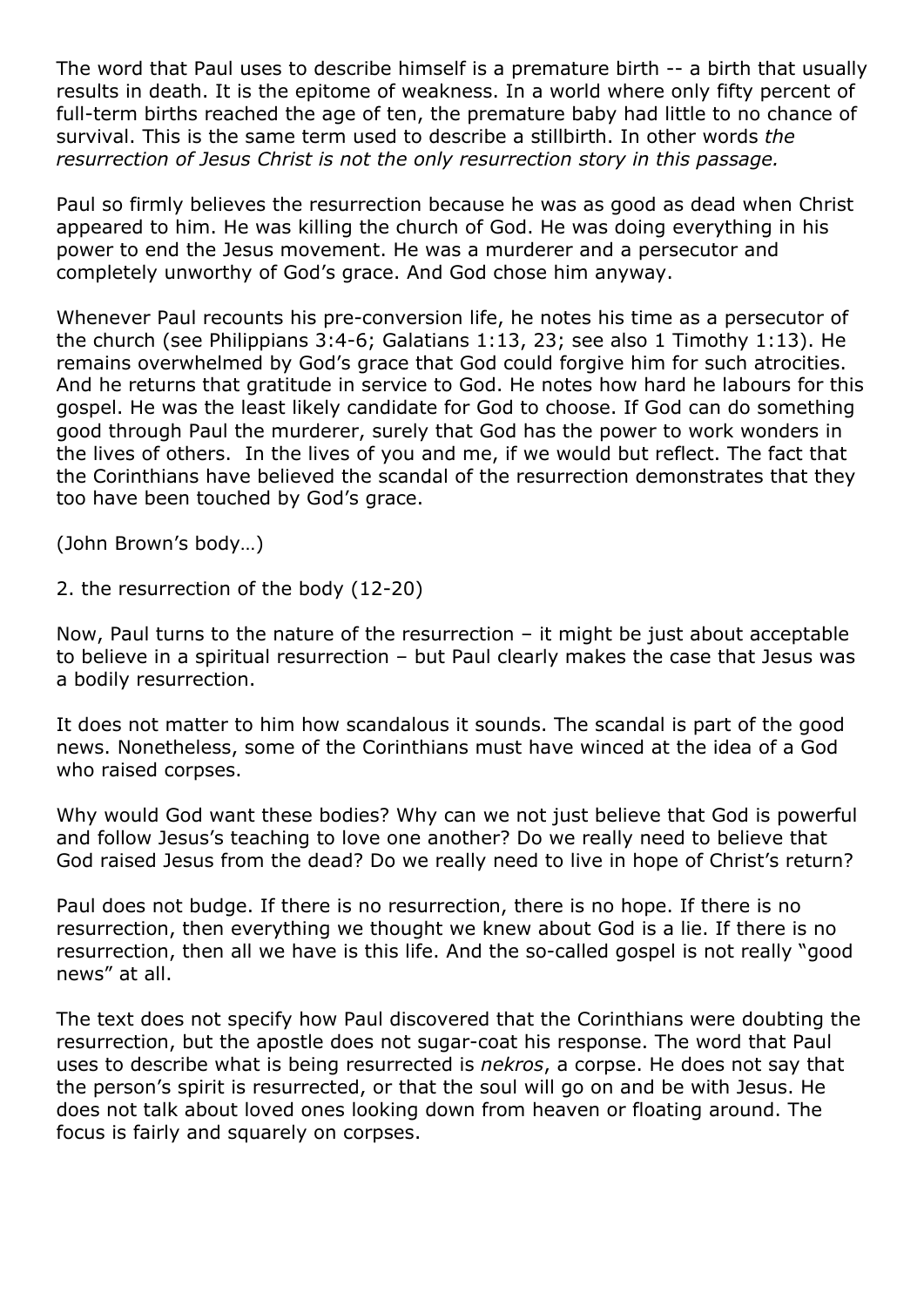The word that Paul uses to describe himself is a premature birth -- a birth that usually results in death. It is the epitome of weakness. In a world where only fifty percent of full-term births reached the age of ten, the premature baby had little to no chance of survival. This is the same term used to describe a stillbirth. In other words *the resurrection of Jesus Christ is not the only resurrection story in this passage.*

Paul so firmly believes the resurrection because he was as good as dead when Christ appeared to him. He was killing the church of God. He was doing everything in his power to end the Jesus movement. He was a murderer and a persecutor and completely unworthy of God's grace. And God chose him anyway.

Whenever Paul recounts his pre-conversion life, he notes his time as a persecutor of the church (see Philippians 3:4-6; Galatians 1:13, 23; see also 1 Timothy 1:13). He remains overwhelmed by God's grace that God could forgive him for such atrocities. And he returns that gratitude in service to God. He notes how hard he labours for this gospel. He was the least likely candidate for God to choose. If God can do something good through Paul the murderer, surely that God has the power to work wonders in the lives of others. In the lives of you and me, if we would but reflect. The fact that the Corinthians have believed the scandal of the resurrection demonstrates that they too have been touched by God's grace.

(John Brown's body…)

2. the resurrection of the body (12-20)

Now, Paul turns to the nature of the resurrection – it might be just about acceptable to believe in a spiritual resurrection – but Paul clearly makes the case that Jesus was a bodily resurrection.

It does not matter to him how scandalous it sounds. The scandal is part of the good news. Nonetheless, some of the Corinthians must have winced at the idea of a God who raised corpses.

Why would God want these bodies? Why can we not just believe that God is powerful and follow Jesus's teaching to love one another? Do we really need to believe that God raised Jesus from the dead? Do we really need to live in hope of Christ's return?

Paul does not budge. If there is no resurrection, there is no hope. If there is no resurrection, then everything we thought we knew about God is a lie. If there is no resurrection, then all we have is this life. And the so-called gospel is not really "good news" at all.

The text does not specify how Paul discovered that the Corinthians were doubting the resurrection, but the apostle does not sugar-coat his response. The word that Paul uses to describe what is being resurrected is *nekros*, a corpse. He does not say that the person's spirit is resurrected, or that the soul will go on and be with Jesus. He does not talk about loved ones looking down from heaven or floating around. The focus is fairly and squarely on corpses.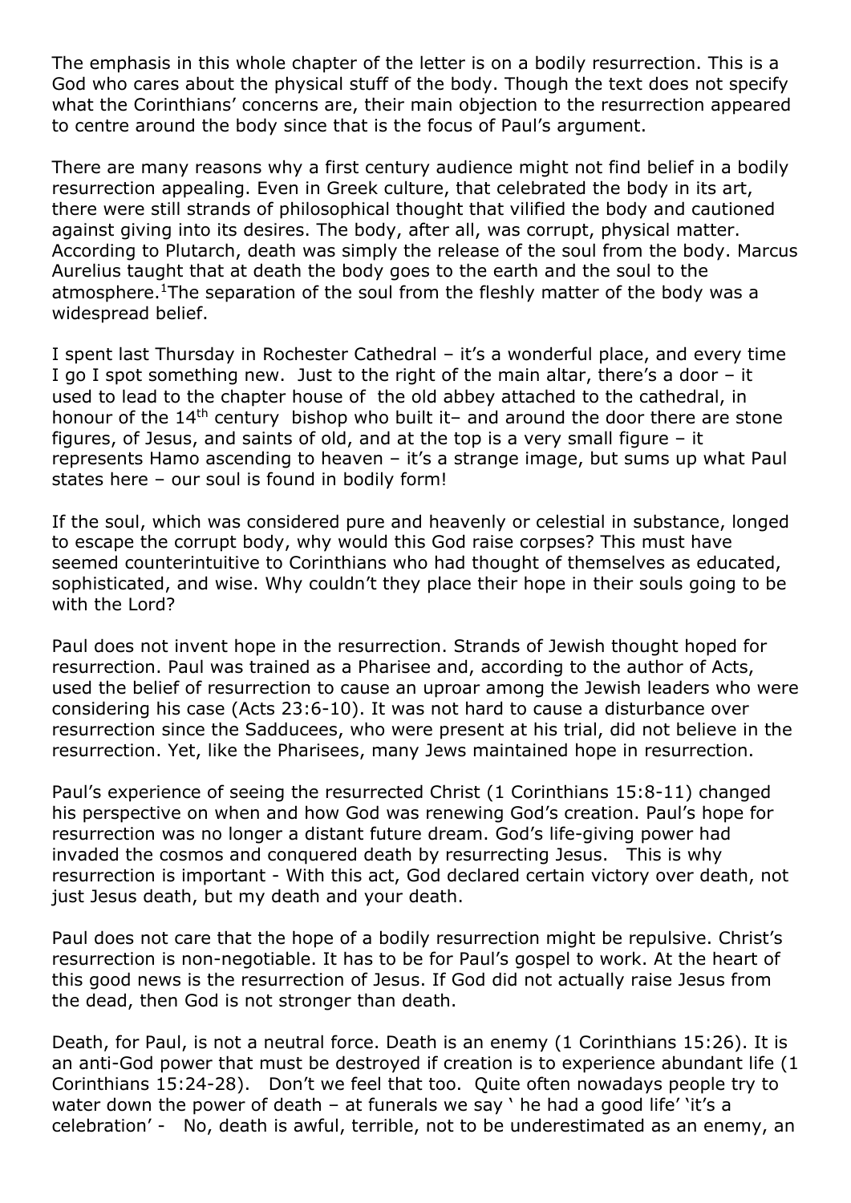The emphasis in this whole chapter of the letter is on a bodily resurrection. This is a God who cares about the physical stuff of the body. Though the text does not specify what the Corinthians' concerns are, their main objection to the resurrection appeared to centre around the body since that is the focus of Paul's argument.

There are many reasons why a first century audience might not find belief in a bodily resurrection appealing. Even in Greek culture, that celebrated the body in its art, there were still strands of philosophical thought that vilified the body and cautioned against giving into its desires. The body, after all, was corrupt, physical matter. According to Plutarch, death was simply the release of the soul from the body. Marcus Aurelius taught that at death the body goes to the earth and the soul to the atmosphere.[1]The separation of the soul from the fleshly matter of the body was a widespread belief.

I spent last Thursday in Rochester Cathedral – it's a wonderful place, and every time I go I spot something new. Just to the right of the main altar, there's a door – it used to lead to the chapter house of the old abbey attached to the cathedral, in honour of the 14th century bishop who built it– and around the door there are stone figures, of Jesus, and saints of old, and at the top is a very small figure – it represents Hamo ascending to heaven – it's a strange image, but sums up what Paul states here – our soul is found in bodily form!

If the soul, which was considered pure and heavenly or celestial in substance, longed to escape the corrupt body, why would this God raise corpses? This must have seemed counterintuitive to Corinthians who had thought of themselves as educated, sophisticated, and wise. Why couldn't they place their hope in their souls going to be with the Lord?

Paul does not invent hope in the resurrection. Strands of Jewish thought hoped for resurrection. Paul was trained as a Pharisee and, according to the author of Acts, used the belief of resurrection to cause an uproar among the Jewish leaders who were considering his case (Acts 23:6-10). It was not hard to cause a disturbance over resurrection since the Sadducees, who were present at his trial, did not believe in the resurrection. Yet, like the Pharisees, many Jews maintained hope in resurrection.

Paul's experience of seeing the resurrected Christ (1 Corinthians 15:8-11) changed his perspective on when and how God was renewing God's creation. Paul's hope for resurrection was no longer a distant future dream. God's life-giving power had invaded the cosmos and conquered death by resurrecting Jesus. This is why resurrection is important - With this act, God declared certain victory over death, not just Jesus death, but my death and your death.

Paul does not care that the hope of a bodily resurrection might be repulsive. Christ's resurrection is non-negotiable. It has to be for Paul's gospel to work. At the heart of this good news is the resurrection of Jesus. If God did not actually raise Jesus from the dead, then God is not stronger than death.

Death, for Paul, is not a neutral force. Death is an enemy (1 Corinthians 15:26). It is an anti-God power that must be destroyed if creation is to experience abundant life (1 Corinthians 15:24-28). Don't we feel that too. Quite often nowadays people try to water down the power of death – at funerals we say ' he had a good life' 'it's a celebration' - No, death is awful, terrible, not to be underestimated as an enemy, an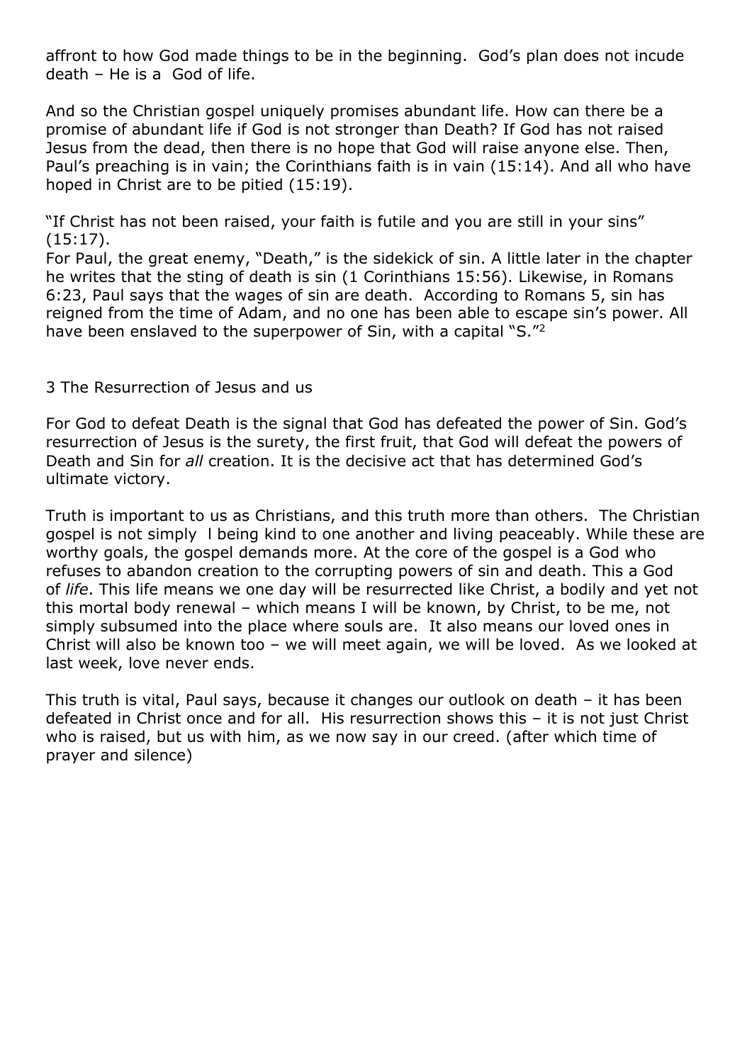affront to how God made things to be in the beginning. God's plan does not incude death – He is a God of life.

And so the Christian gospel uniquely promises abundant life. How can there be a promise of abundant life if God is not stronger than Death? If God has not raised Jesus from the dead, then there is no hope that God will raise anyone else. Then, Paul's preaching is in vain; the Corinthians faith is in vain (15:14). And all who have hoped in Christ are to be pitied (15:19).

"If Christ has not been raised, your faith is futile and you are still in your sins" (15:17).
For Paul, the great enemy, "Death," is the sidekick of sin. A little later in the chapter he writes that the sting of death is sin (1 Corinthians 15:56). Likewise, in Romans 6:23, Paul says that the wages of sin are death. According to Romans 5, sin has reigned from the time of Adam, and no one has been able to escape sin's power. All have been enslaved to the superpower of Sin, with a capital "S."[2]

3 The Resurrection of Jesus and us

For God to defeat Death is the signal that God has defeated the power of Sin. God's resurrection of Jesus is the surety, the first fruit, that God will defeat the powers of Death and Sin for *all* creation. It is the decisive act that has determined God's ultimate victory.

Truth is important to us as Christians, and this truth more than others. The Christian gospel is not simply l being kind to one another and living peaceably. While these are worthy goals, the gospel demands more. At the core of the gospel is a God who refuses to abandon creation to the corrupting powers of sin and death. This a God of *life*. This life means we one day will be resurrected like Christ, a bodily and yet not this mortal body renewal – which means I will be known, by Christ, to be me, not simply subsumed into the place where souls are. It also means our loved ones in Christ will also be known too – we will meet again, we will be loved. As we looked at last week, love never ends.

This truth is vital, Paul says, because it changes our outlook on death – it has been defeated in Christ once and for all. His resurrection shows this – it is not just Christ who is raised, but us with him, as we now say in our creed. (after which time of prayer and silence)